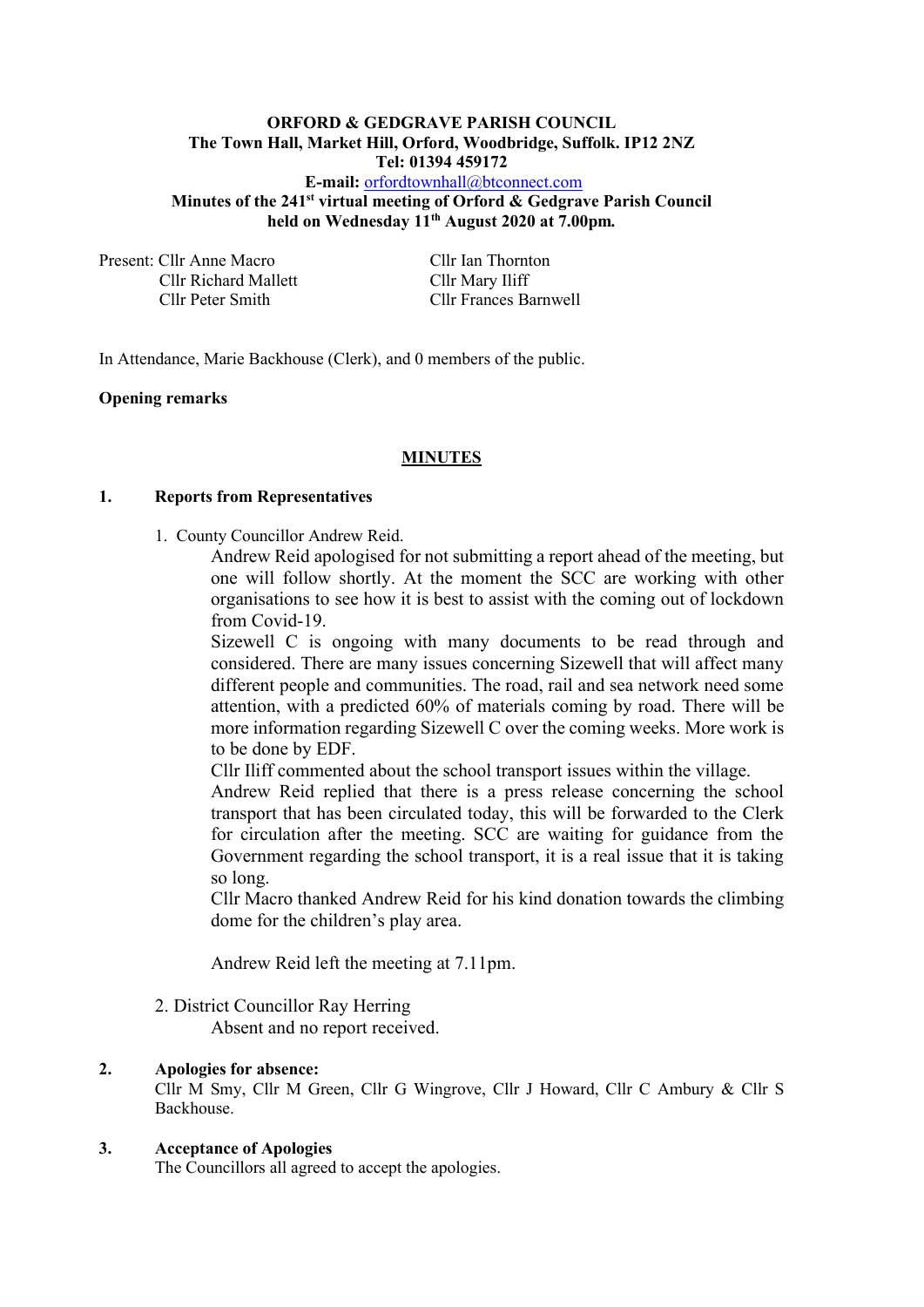**ORFORD & GEDGRAVE PARISH COUNCIL**
**The Town Hall, Market Hill, Orford, Woodbridge, Suffolk. IP12 2NZ**
**Tel: 01394 459172**
**E-mail:** orfordtownhall@btconnect.com
**Minutes of the 241st virtual meeting of Orford & Gedgrave Parish Council held on Wednesday 11th August 2020 at 7.00pm.**

Present: Cllr Anne Macro, Cllr Ian Thornton, Cllr Richard Mallett, Cllr Mary Iliff, Cllr Peter Smith, Cllr Frances Barnwell

In Attendance, Marie Backhouse (Clerk), and 0 members of the public.

**Opening remarks**

## MINUTES

### 1. Reports from Representatives

1. County Councillor Andrew Reid.

   Andrew Reid apologised for not submitting a report ahead of the meeting, but one will follow shortly. At the moment the SCC are working with other organisations to see how it is best to assist with the coming out of lockdown from Covid-19.

   Sizewell C is ongoing with many documents to be read through and considered. There are many issues concerning Sizewell that will affect many different people and communities. The road, rail and sea network need some attention, with a predicted 60% of materials coming by road. There will be more information regarding Sizewell C over the coming weeks. More work is to be done by EDF.

   Cllr Iliff commented about the school transport issues within the village.

   Andrew Reid replied that there is a press release concerning the school transport that has been circulated today, this will be forwarded to the Clerk for circulation after the meeting. SCC are waiting for guidance from the Government regarding the school transport, it is a real issue that it is taking so long.

   Cllr Macro thanked Andrew Reid for his kind donation towards the climbing dome for the children's play area.

   Andrew Reid left the meeting at 7.11pm.

2. District Councillor Ray Herring

   Absent and no report received.

### 2. Apologies for absence:

Cllr M Smy, Cllr M Green, Cllr G Wingrove, Cllr J Howard, Cllr C Ambury & Cllr S Backhouse.

### 3. Acceptance of Apologies

The Councillors all agreed to accept the apologies.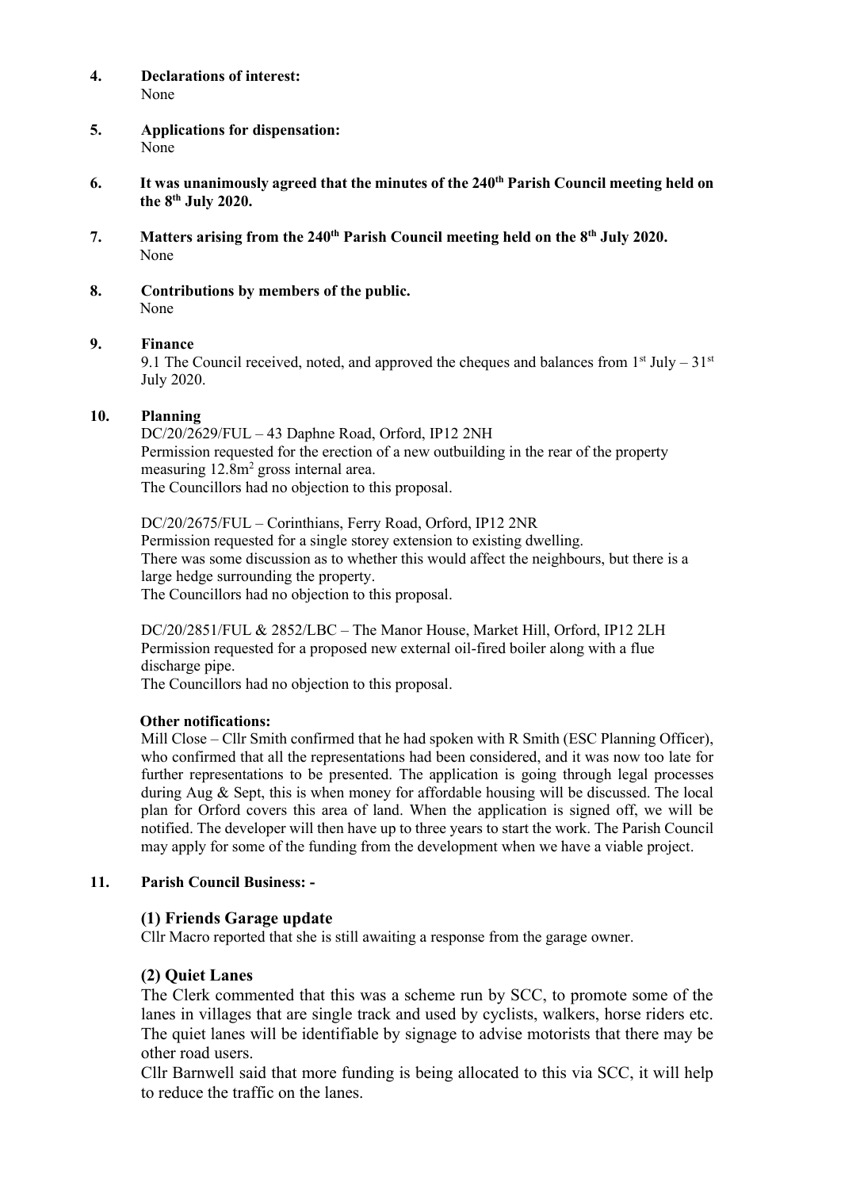4. **Declarations of interest:**
   None

5. **Applications for dispensation:**
   None

6. **It was unanimously agreed that the minutes of the 240th Parish Council meeting held on the 8th July 2020.**

7. **Matters arising from the 240th Parish Council meeting held on the 8th July 2020.**
   None

8. **Contributions by members of the public.**
   None

9. **Finance**

   9.1 The Council received, noted, and approved the cheques and balances from 1st July – 31st July 2020.

10. **Planning**

    DC/20/2629/FUL – 43 Daphne Road, Orford, IP12 2NH
    Permission requested for the erection of a new outbuilding in the rear of the property measuring 12.8m$^2$ gross internal area.
    The Councillors had no objection to this proposal.

    DC/20/2675/FUL – Corinthians, Ferry Road, Orford, IP12 2NR
    Permission requested for a single storey extension to existing dwelling.
    There was some discussion as to whether this would affect the neighbours, but there is a large hedge surrounding the property.
    The Councillors had no objection to this proposal.

    DC/20/2851/FUL & 2852/LBC – The Manor House, Market Hill, Orford, IP12 2LH
    Permission requested for a proposed new external oil-fired boiler along with a flue discharge pipe.
    The Councillors had no objection to this proposal.

    **Other notifications:**

    Mill Close – Cllr Smith confirmed that he had spoken with R Smith (ESC Planning Officer), who confirmed that all the representations had been considered, and it was now too late for further representations to be presented. The application is going through legal processes during Aug & Sept, this is when money for affordable housing will be discussed. The local plan for Orford covers this area of land. When the application is signed off, we will be notified. The developer will then have up to three years to start the work. The Parish Council may apply for some of the funding from the development when we have a viable project.

11. **Parish Council Business: -**

### (1) Friends Garage update

Cllr Macro reported that she is still awaiting a response from the garage owner.

### (2) Quiet Lanes

The Clerk commented that this was a scheme run by SCC, to promote some of the lanes in villages that are single track and used by cyclists, walkers, horse riders etc. The quiet lanes will be identifiable by signage to advise motorists that there may be other road users.

Cllr Barnwell said that more funding is being allocated to this via SCC, it will help to reduce the traffic on the lanes.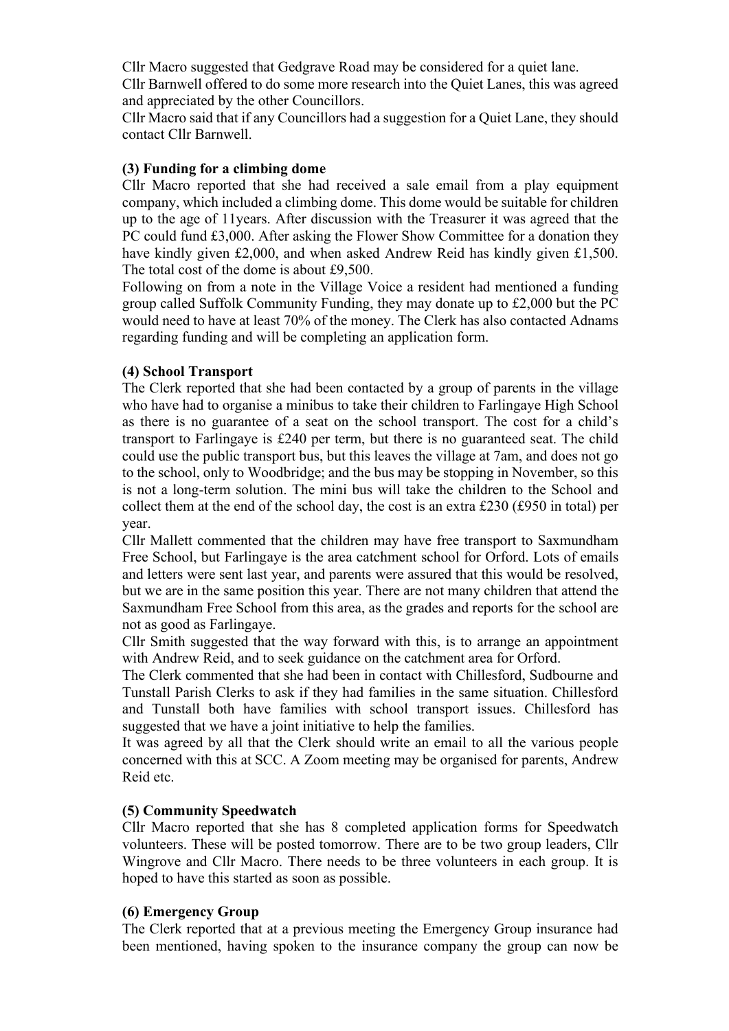Cllr Macro suggested that Gedgrave Road may be considered for a quiet lane.

Cllr Barnwell offered to do some more research into the Quiet Lanes, this was agreed and appreciated by the other Councillors.

Cllr Macro said that if any Councillors had a suggestion for a Quiet Lane, they should contact Cllr Barnwell.

**(3) Funding for a climbing dome**

Cllr Macro reported that she had received a sale email from a play equipment company, which included a climbing dome. This dome would be suitable for children up to the age of 11years. After discussion with the Treasurer it was agreed that the PC could fund £3,000. After asking the Flower Show Committee for a donation they have kindly given £2,000, and when asked Andrew Reid has kindly given £1,500. The total cost of the dome is about £9,500.

Following on from a note in the Village Voice a resident had mentioned a funding group called Suffolk Community Funding, they may donate up to £2,000 but the PC would need to have at least 70% of the money. The Clerk has also contacted Adnams regarding funding and will be completing an application form.

**(4) School Transport**

The Clerk reported that she had been contacted by a group of parents in the village who have had to organise a minibus to take their children to Farlingaye High School as there is no guarantee of a seat on the school transport. The cost for a child's transport to Farlingaye is £240 per term, but there is no guaranteed seat. The child could use the public transport bus, but this leaves the village at 7am, and does not go to the school, only to Woodbridge; and the bus may be stopping in November, so this is not a long-term solution. The mini bus will take the children to the School and collect them at the end of the school day, the cost is an extra £230 (£950 in total) per year.

Cllr Mallett commented that the children may have free transport to Saxmundham Free School, but Farlingaye is the area catchment school for Orford. Lots of emails and letters were sent last year, and parents were assured that this would be resolved, but we are in the same position this year. There are not many children that attend the Saxmundham Free School from this area, as the grades and reports for the school are not as good as Farlingaye.

Cllr Smith suggested that the way forward with this, is to arrange an appointment with Andrew Reid, and to seek guidance on the catchment area for Orford.

The Clerk commented that she had been in contact with Chillesford, Sudbourne and Tunstall Parish Clerks to ask if they had families in the same situation. Chillesford and Tunstall both have families with school transport issues. Chillesford has suggested that we have a joint initiative to help the families.

It was agreed by all that the Clerk should write an email to all the various people concerned with this at SCC. A Zoom meeting may be organised for parents, Andrew Reid etc.

**(5) Community Speedwatch**

Cllr Macro reported that she has 8 completed application forms for Speedwatch volunteers. These will be posted tomorrow. There are to be two group leaders, Cllr Wingrove and Cllr Macro. There needs to be three volunteers in each group. It is hoped to have this started as soon as possible.

**(6) Emergency Group**

The Clerk reported that at a previous meeting the Emergency Group insurance had been mentioned, having spoken to the insurance company the group can now be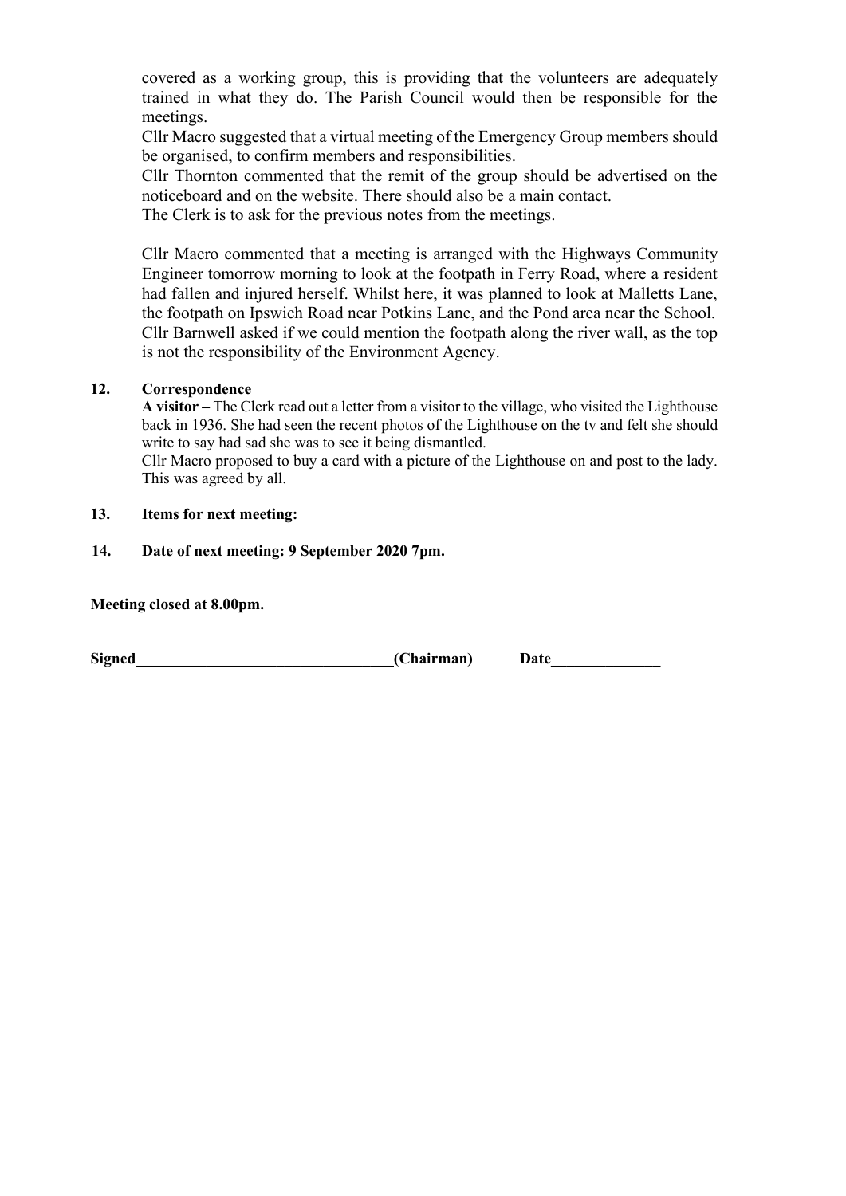covered as a working group, this is providing that the volunteers are adequately trained in what they do. The Parish Council would then be responsible for the meetings.

Cllr Macro suggested that a virtual meeting of the Emergency Group members should be organised, to confirm members and responsibilities.

Cllr Thornton commented that the remit of the group should be advertised on the noticeboard and on the website. There should also be a main contact.

The Clerk is to ask for the previous notes from the meetings.

Cllr Macro commented that a meeting is arranged with the Highways Community Engineer tomorrow morning to look at the footpath in Ferry Road, where a resident had fallen and injured herself. Whilst here, it was planned to look at Malletts Lane, the footpath on Ipswich Road near Potkins Lane, and the Pond area near the School. Cllr Barnwell asked if we could mention the footpath along the river wall, as the top is not the responsibility of the Environment Agency.

**12. Correspondence**

**A visitor –** The Clerk read out a letter from a visitor to the village, who visited the Lighthouse back in 1936. She had seen the recent photos of the Lighthouse on the tv and felt she should write to say had sad she was to see it being dismantled.

Cllr Macro proposed to buy a card with a picture of the Lighthouse on and post to the lady. This was agreed by all.

**13. Items for next meeting:**

**14. Date of next meeting: 9 September 2020 7pm.**

**Meeting closed at 8.00pm.**

**Signed\_\_\_\_\_\_\_\_\_\_\_\_\_\_\_\_\_\_\_\_\_\_\_\_\_\_\_\_\_\_\_\_\_\_(Chairman) Date\_\_\_\_\_\_\_\_\_\_\_\_\_\_**